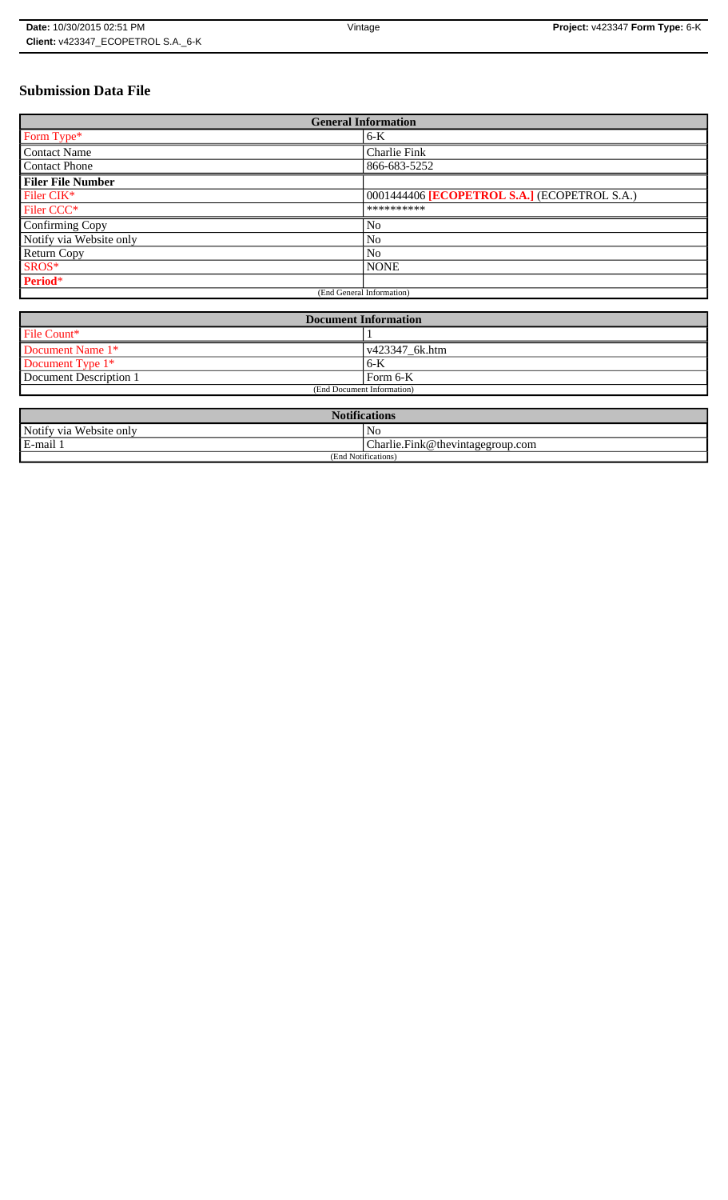**Date:** 10/30/2015 02:51 PM | Vintage | **Project:** v423347 **Form Type:** 6-K
**Client:** v423347_ECOPETROL S.A._6-K

# Submission Data File

| General Information | |
|---|---|
| Form Type* | 6-K |
| Contact Name | Charlie Fink |
| Contact Phone | 866-683-5252 |
| **Filer File Number** | |
| Filer CIK* | 0001444406 **[ECOPETROL S.A.]** (ECOPETROL S.A.) |
| Filer CCC* | ********** |
| Confirming Copy | No |
| Notify via Website only | No |
| Return Copy | No |
| SROS* | NONE |
| **Period*** | |
| (End General Information) | |

| Document Information | |
|---|---|
| File Count* | 1 |
| Document Name 1* | v423347_6k.htm |
| Document Type 1* | 6-K |
| Document Description 1 | Form 6-K |
| (End Document Information) | |

| Notifications | |
|---|---|
| Notify via Website only | No |
| E-mail 1 | Charlie.Fink@thevintagegroup.com |
| (End Notifications) | |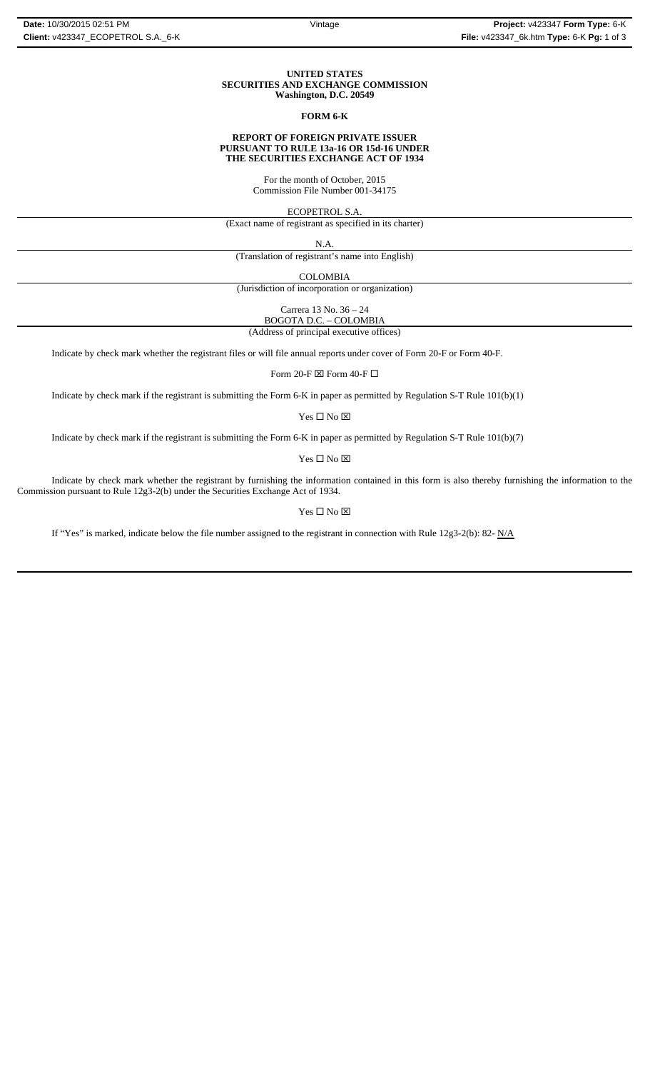**UNITED STATES**
**SECURITIES AND EXCHANGE COMMISSION**
**Washington, D.C. 20549**

**FORM 6-K**

**REPORT OF FOREIGN PRIVATE ISSUER**
**PURSUANT TO RULE 13a-16 OR 15d-16 UNDER**
**THE SECURITIES EXCHANGE ACT OF 1934**

For the month of October, 2015
Commission File Number 001-34175

ECOPETROL S.A.
(Exact name of registrant as specified in its charter)

N.A.
(Translation of registrant's name into English)

COLOMBIA
(Jurisdiction of incorporation or organization)

Carrera 13 No. 36 – 24
BOGOTA D.C. – COLOMBIA
(Address of principal executive offices)

Indicate by check mark whether the registrant files or will file annual reports under cover of Form 20-F or Form 40-F.

Form 20-F ☒ Form 40-F ☐

Indicate by check mark if the registrant is submitting the Form 6-K in paper as permitted by Regulation S-T Rule 101(b)(1)

Yes ☐ No ☒

Indicate by check mark if the registrant is submitting the Form 6-K in paper as permitted by Regulation S-T Rule 101(b)(7)

Yes ☐ No ☒

Indicate by check mark whether the registrant by furnishing the information contained in this form is also thereby furnishing the information to the Commission pursuant to Rule 12g3-2(b) under the Securities Exchange Act of 1934.

Yes ☐ No ☒

If "Yes" is marked, indicate below the file number assigned to the registrant in connection with Rule 12g3-2(b): 82- N/A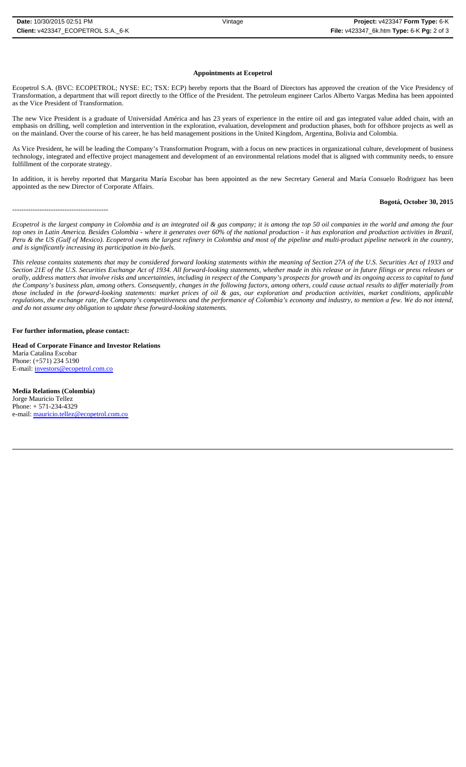**Appointments at Ecopetrol**

Ecopetrol S.A. (BVC: ECOPETROL; NYSE: EC; TSX: ECP) hereby reports that the Board of Directors has approved the creation of the Vice Presidency of Transformation, a department that will report directly to the Office of the President. The petroleum engineer Carlos Alberto Vargas Medina has been appointed as the Vice President of Transformation.

The new Vice President is a graduate of Universidad América and has 23 years of experience in the entire oil and gas integrated value added chain, with an emphasis on drilling, well completion and intervention in the exploration, evaluation, development and production phases, both for offshore projects as well as on the mainland. Over the course of his career, he has held management positions in the United Kingdom, Argentina, Bolivia and Colombia.

As Vice President, he will be leading the Company's Transformation Program, with a focus on new practices in organizational culture, development of business technology, integrated and effective project management and development of an environmental relations model that is aligned with community needs, to ensure fulfillment of the corporate strategy.

In addition, it is hereby reported that Margarita María Escobar has been appointed as the new Secretary General and María Consuelo Rodriguez has been appointed as the new Director of Corporate Affairs.

**Bogotá, October 30, 2015**

-----------------------------------------

*Ecopetrol is the largest company in Colombia and is an integrated oil & gas company; it is among the top 50 oil companies in the world and among the four top ones in Latin America. Besides Colombia - where it generates over 60% of the national production - it has exploration and production activities in Brazil, Peru & the US (Gulf of Mexico). Ecopetrol owns the largest refinery in Colombia and most of the pipeline and multi-product pipeline network in the country, and is significantly increasing its participation in bio-fuels.*

*This release contains statements that may be considered forward looking statements within the meaning of Section 27A of the U.S. Securities Act of 1933 and Section 21E of the U.S. Securities Exchange Act of 1934. All forward-looking statements, whether made in this release or in future filings or press releases or orally, address matters that involve risks and uncertainties, including in respect of the Company's prospects for growth and its ongoing access to capital to fund the Company's business plan, among others. Consequently, changes in the following factors, among others, could cause actual results to differ materially from those included in the forward-looking statements: market prices of oil & gas, our exploration and production activities, market conditions, applicable regulations, the exchange rate, the Company's competitiveness and the performance of Colombia's economy and industry, to mention a few. We do not intend, and do not assume any obligation to update these forward-looking statements.*

**For further information, please contact:**

**Head of Corporate Finance and Investor Relations**
María Catalina Escobar
Phone: (+571) 234 5190
E-mail: investors@ecopetrol.com.co

**Media Relations (Colombia)**
Jorge Mauricio Tellez
Phone: + 571-234-4329
e-mail: mauricio.tellez@ecopetrol.com.co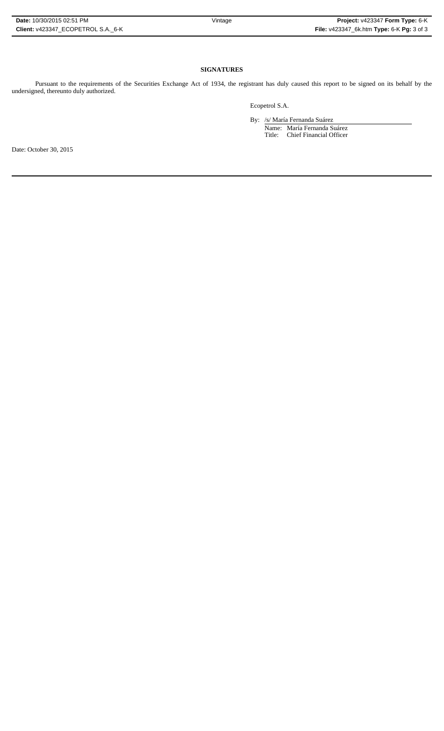**SIGNATURES**

Pursuant to the requirements of the Securities Exchange Act of 1934, the registrant has duly caused this report to be signed on its behalf by the undersigned, thereunto duly authorized.

Ecopetrol S.A.

By: /s/ María Fernanda Suárez

Name: María Fernanda Suárez
Title: Chief Financial Officer

Date: October 30, 2015